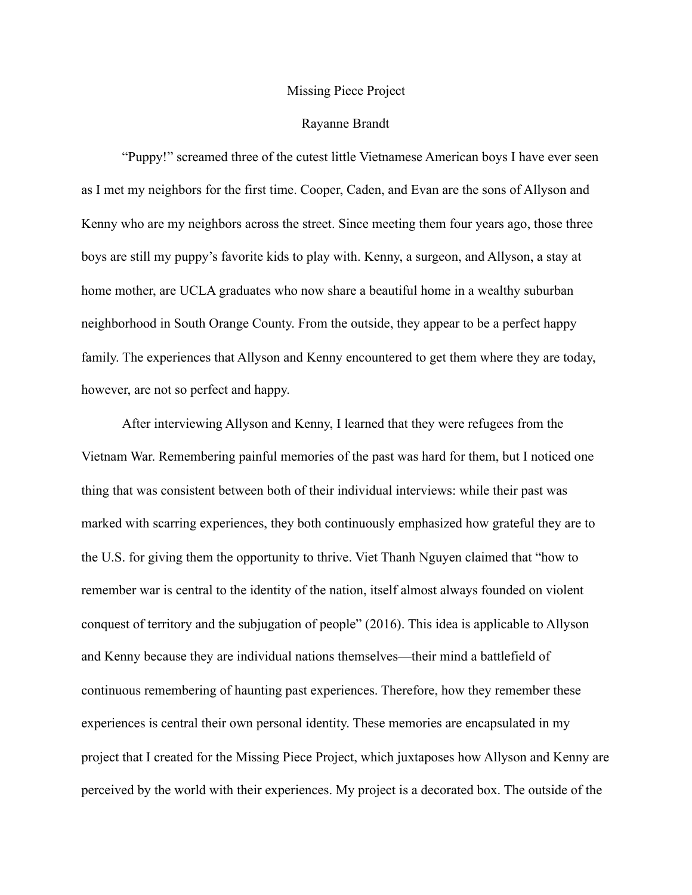# Missing Piece Project

Rayanne Brandt

"Puppy!" screamed three of the cutest little Vietnamese American boys I have ever seen as I met my neighbors for the first time. Cooper, Caden, and Evan are the sons of Allyson and Kenny who are my neighbors across the street. Since meeting them four years ago, those three boys are still my puppy's favorite kids to play with. Kenny, a surgeon, and Allyson, a stay at home mother, are UCLA graduates who now share a beautiful home in a wealthy suburban neighborhood in South Orange County. From the outside, they appear to be a perfect happy family. The experiences that Allyson and Kenny encountered to get them where they are today, however, are not so perfect and happy.

After interviewing Allyson and Kenny, I learned that they were refugees from the Vietnam War. Remembering painful memories of the past was hard for them, but I noticed one thing that was consistent between both of their individual interviews: while their past was marked with scarring experiences, they both continuously emphasized how grateful they are to the U.S. for giving them the opportunity to thrive. Viet Thanh Nguyen claimed that "how to remember war is central to the identity of the nation, itself almost always founded on violent conquest of territory and the subjugation of people" (2016). This idea is applicable to Allyson and Kenny because they are individual nations themselves—their mind a battlefield of continuous remembering of haunting past experiences. Therefore, how they remember these experiences is central their own personal identity. These memories are encapsulated in my project that I created for the Missing Piece Project, which juxtaposes how Allyson and Kenny are perceived by the world with their experiences. My project is a decorated box. The outside of the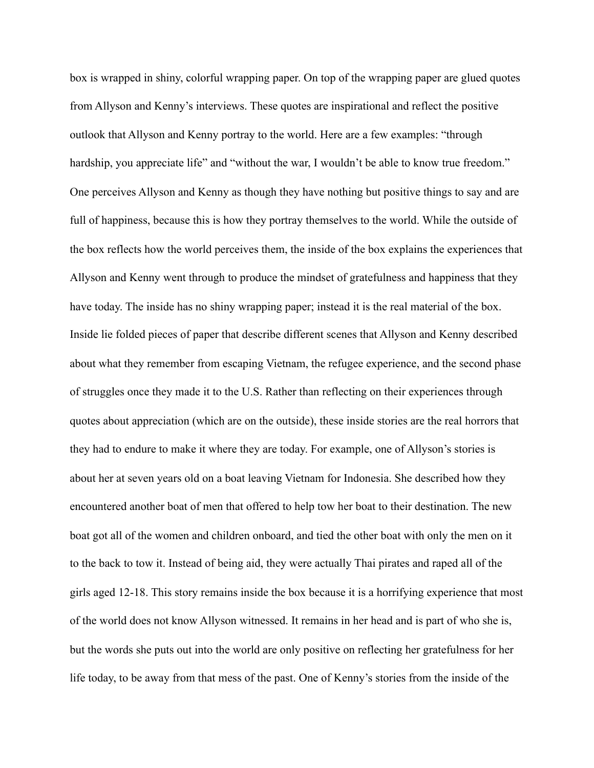box is wrapped in shiny, colorful wrapping paper. On top of the wrapping paper are glued quotes from Allyson and Kenny's interviews. These quotes are inspirational and reflect the positive outlook that Allyson and Kenny portray to the world. Here are a few examples: "through hardship, you appreciate life" and "without the war, I wouldn't be able to know true freedom." One perceives Allyson and Kenny as though they have nothing but positive things to say and are full of happiness, because this is how they portray themselves to the world. While the outside of the box reflects how the world perceives them, the inside of the box explains the experiences that Allyson and Kenny went through to produce the mindset of gratefulness and happiness that they have today. The inside has no shiny wrapping paper; instead it is the real material of the box. Inside lie folded pieces of paper that describe different scenes that Allyson and Kenny described about what they remember from escaping Vietnam, the refugee experience, and the second phase of struggles once they made it to the U.S. Rather than reflecting on their experiences through quotes about appreciation (which are on the outside), these inside stories are the real horrors that they had to endure to make it where they are today. For example, one of Allyson's stories is about her at seven years old on a boat leaving Vietnam for Indonesia. She described how they encountered another boat of men that offered to help tow her boat to their destination. The new boat got all of the women and children onboard, and tied the other boat with only the men on it to the back to tow it. Instead of being aid, they were actually Thai pirates and raped all of the girls aged 12-18. This story remains inside the box because it is a horrifying experience that most of the world does not know Allyson witnessed. It remains in her head and is part of who she is, but the words she puts out into the world are only positive on reflecting her gratefulness for her life today, to be away from that mess of the past. One of Kenny's stories from the inside of the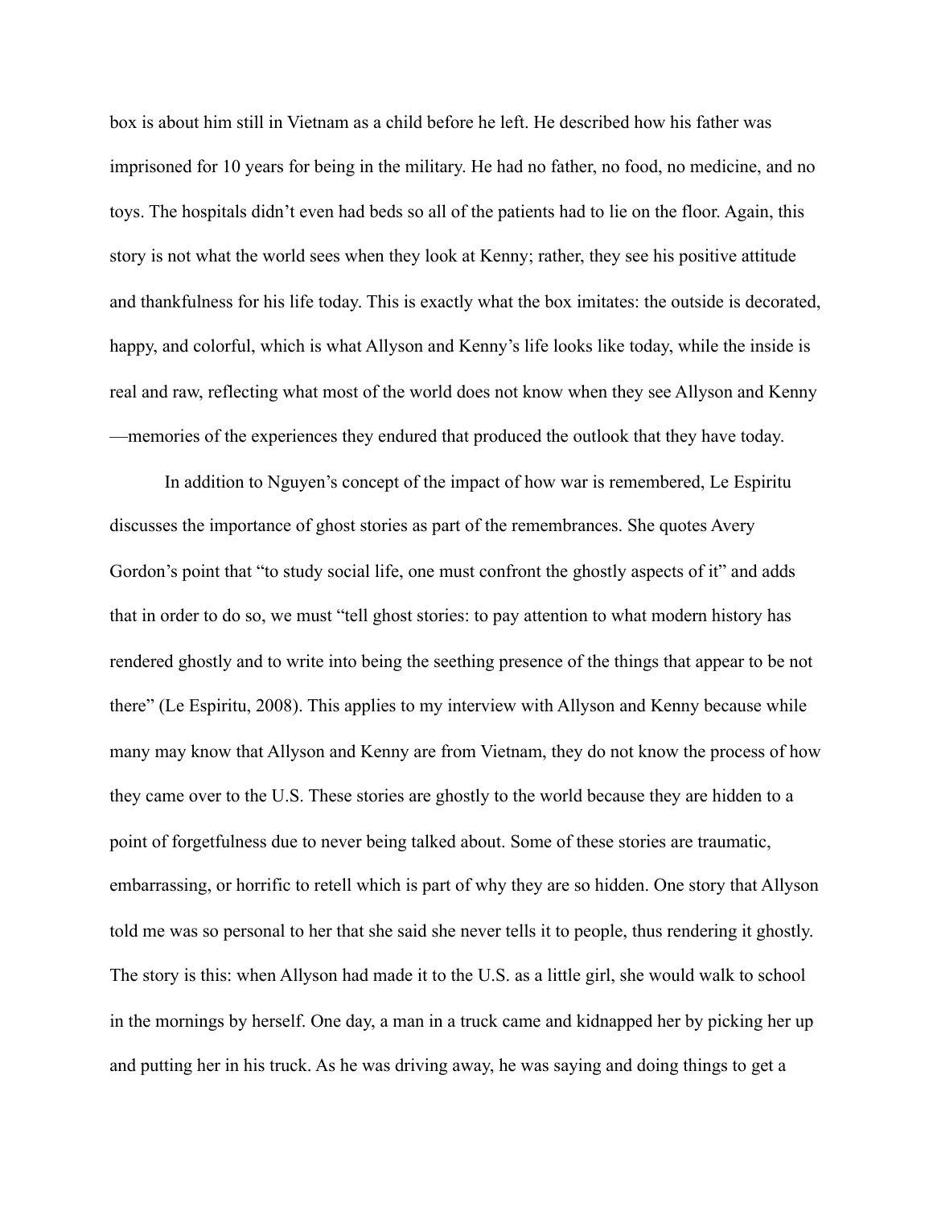box is about him still in Vietnam as a child before he left. He described how his father was imprisoned for 10 years for being in the military. He had no father, no food, no medicine, and no toys. The hospitals didn't even had beds so all of the patients had to lie on the floor. Again, this story is not what the world sees when they look at Kenny; rather, they see his positive attitude and thankfulness for his life today. This is exactly what the box imitates: the outside is decorated, happy, and colorful, which is what Allyson and Kenny's life looks like today, while the inside is real and raw, reflecting what most of the world does not know when they see Allyson and Kenny—memories of the experiences they endured that produced the outlook that they have today.

In addition to Nguyen's concept of the impact of how war is remembered, Le Espiritu discusses the importance of ghost stories as part of the remembrances. She quotes Avery Gordon's point that "to study social life, one must confront the ghostly aspects of it" and adds that in order to do so, we must "tell ghost stories: to pay attention to what modern history has rendered ghostly and to write into being the seething presence of the things that appear to be not there" (Le Espiritu, 2008). This applies to my interview with Allyson and Kenny because while many may know that Allyson and Kenny are from Vietnam, they do not know the process of how they came over to the U.S. These stories are ghostly to the world because they are hidden to a point of forgetfulness due to never being talked about. Some of these stories are traumatic, embarrassing, or horrific to retell which is part of why they are so hidden. One story that Allyson told me was so personal to her that she said she never tells it to people, thus rendering it ghostly. The story is this: when Allyson had made it to the U.S. as a little girl, she would walk to school in the mornings by herself. One day, a man in a truck came and kidnapped her by picking her up and putting her in his truck. As he was driving away, he was saying and doing things to get a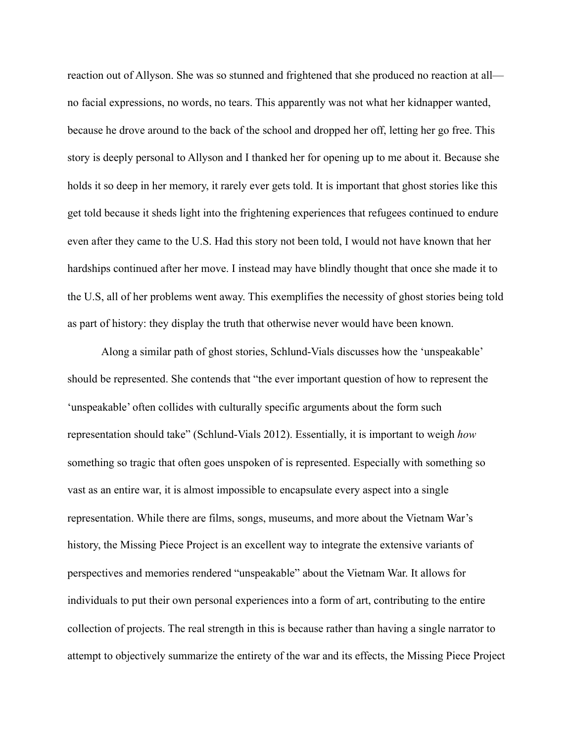reaction out of Allyson. She was so stunned and frightened that she produced no reaction at all—no facial expressions, no words, no tears. This apparently was not what her kidnapper wanted, because he drove around to the back of the school and dropped her off, letting her go free. This story is deeply personal to Allyson and I thanked her for opening up to me about it. Because she holds it so deep in her memory, it rarely ever gets told. It is important that ghost stories like this get told because it sheds light into the frightening experiences that refugees continued to endure even after they came to the U.S. Had this story not been told, I would not have known that her hardships continued after her move. I instead may have blindly thought that once she made it to the U.S, all of her problems went away. This exemplifies the necessity of ghost stories being told as part of history: they display the truth that otherwise never would have been known.

Along a similar path of ghost stories, Schlund-Vials discusses how the 'unspeakable' should be represented. She contends that "the ever important question of how to represent the 'unspeakable' often collides with culturally specific arguments about the form such representation should take" (Schlund-Vials 2012). Essentially, it is important to weigh *how* something so tragic that often goes unspoken of is represented. Especially with something so vast as an entire war, it is almost impossible to encapsulate every aspect into a single representation. While there are films, songs, museums, and more about the Vietnam War's history, the Missing Piece Project is an excellent way to integrate the extensive variants of perspectives and memories rendered "unspeakable" about the Vietnam War. It allows for individuals to put their own personal experiences into a form of art, contributing to the entire collection of projects. The real strength in this is because rather than having a single narrator to attempt to objectively summarize the entirety of the war and its effects, the Missing Piece Project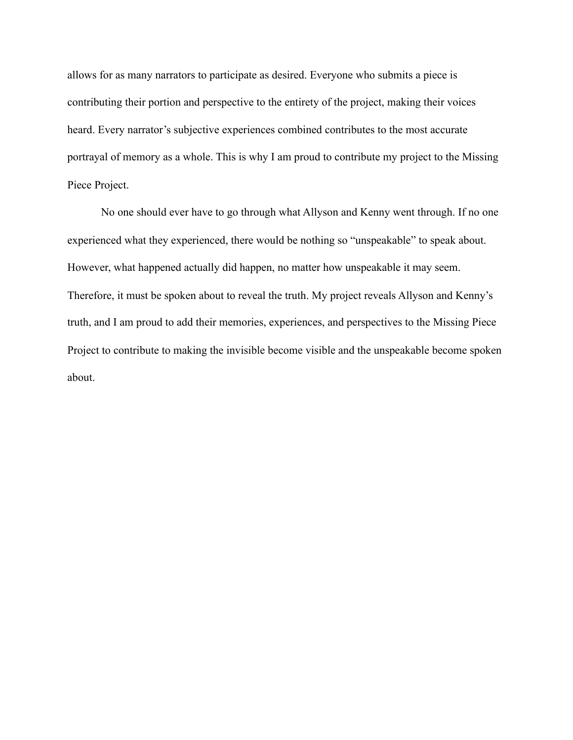allows for as many narrators to participate as desired. Everyone who submits a piece is contributing their portion and perspective to the entirety of the project, making their voices heard. Every narrator's subjective experiences combined contributes to the most accurate portrayal of memory as a whole. This is why I am proud to contribute my project to the Missing Piece Project.

No one should ever have to go through what Allyson and Kenny went through. If no one experienced what they experienced, there would be nothing so "unspeakable" to speak about. However, what happened actually did happen, no matter how unspeakable it may seem. Therefore, it must be spoken about to reveal the truth. My project reveals Allyson and Kenny's truth, and I am proud to add their memories, experiences, and perspectives to the Missing Piece Project to contribute to making the invisible become visible and the unspeakable become spoken about.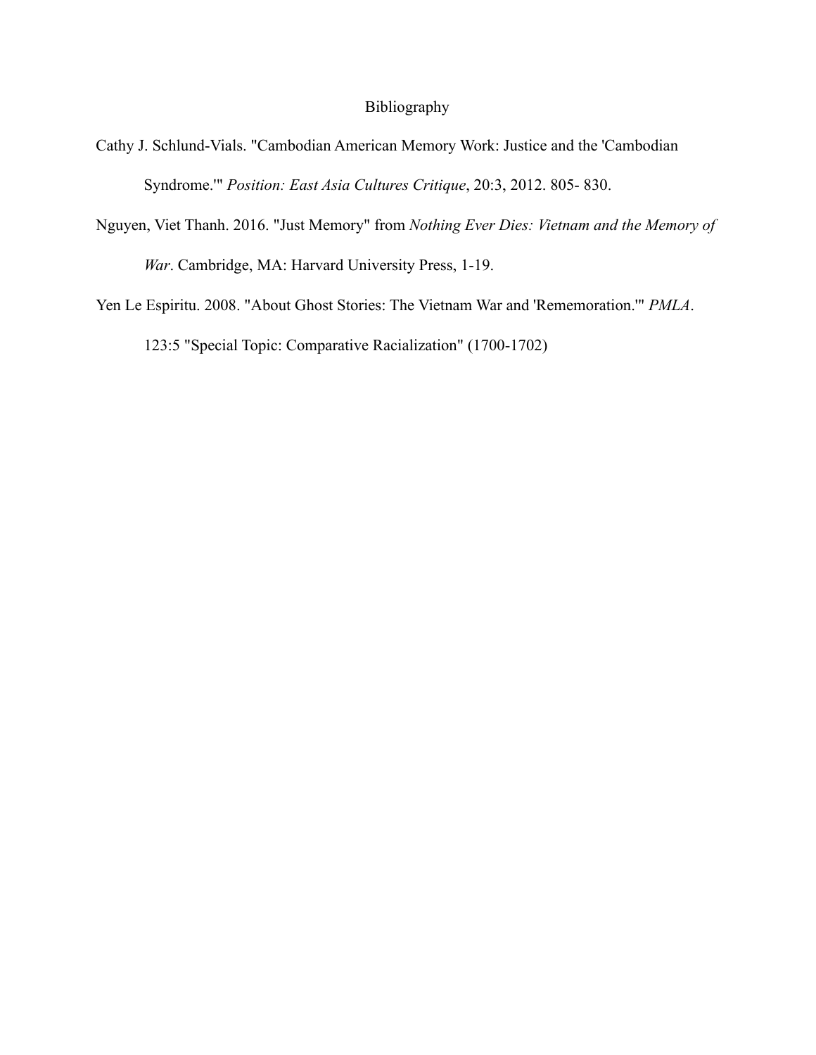# Bibliography

Cathy J. Schlund-Vials. "Cambodian American Memory Work: Justice and the 'Cambodian Syndrome.'" *Position: East Asia Cultures Critique*, 20:3, 2012. 805- 830.

Nguyen, Viet Thanh. 2016. "Just Memory" from *Nothing Ever Dies: Vietnam and the Memory of War*. Cambridge, MA: Harvard University Press, 1-19.

Yen Le Espiritu. 2008. "About Ghost Stories: The Vietnam War and 'Rememoration.'" *PMLA*. 123:5 "Special Topic: Comparative Racialization" (1700-1702)